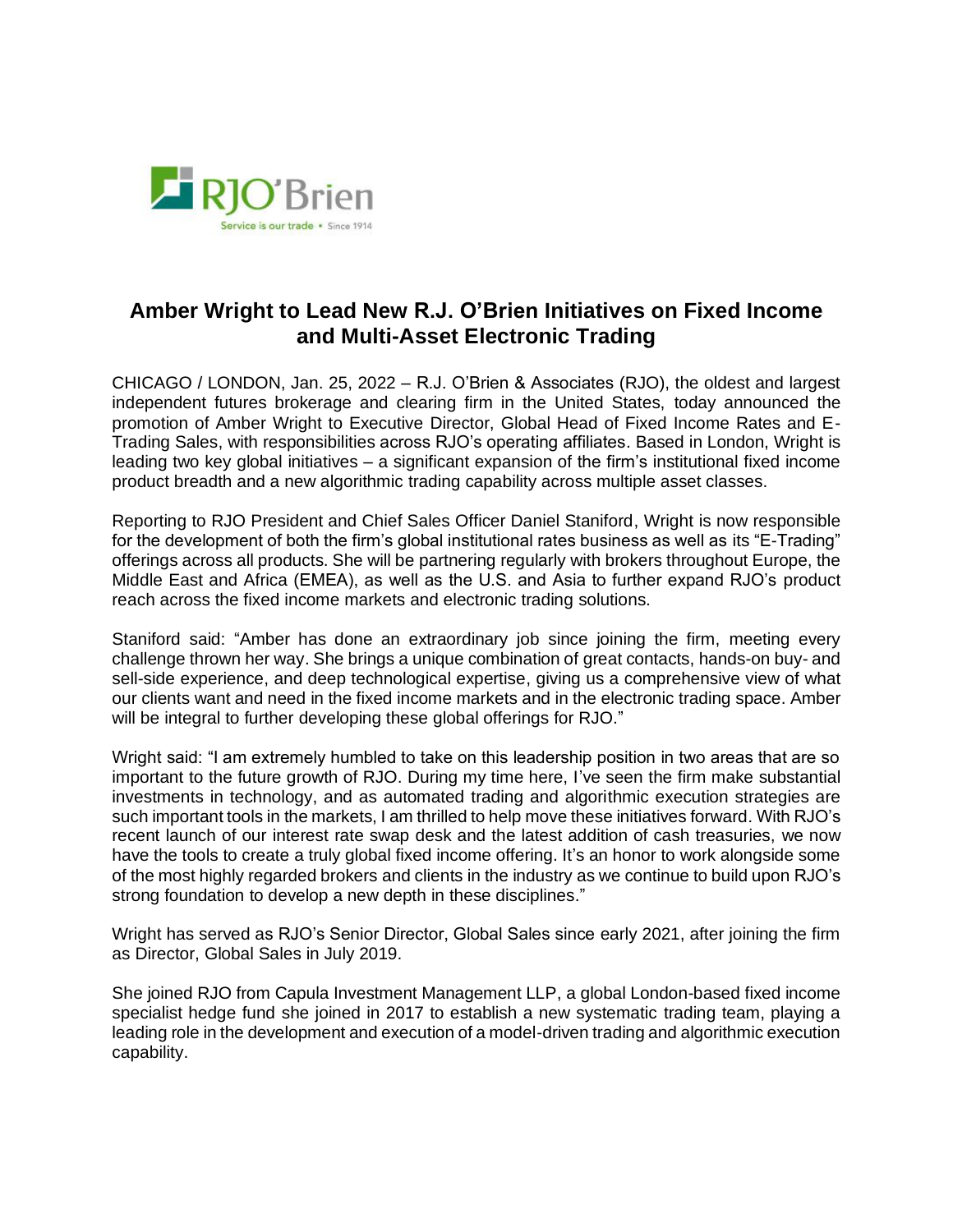RJO'Brien

Service is our trade • Since 1914

# Amber Wright to Lead New R.J. O'Brien Initiatives on Fixed Income and Multi-Asset Electronic Trading

CHICAGO / LONDON, Jan. 25, 2022 – R.J. O'Brien & Associates (RJO), the oldest and largest independent futures brokerage and clearing firm in the United States, today announced the promotion of Amber Wright to Executive Director, Global Head of Fixed Income Rates and E-Trading Sales, with responsibilities across RJO's operating affiliates. Based in London, Wright is leading two key global initiatives – a significant expansion of the firm's institutional fixed income product breadth and a new algorithmic trading capability across multiple asset classes.

Reporting to RJO President and Chief Sales Officer Daniel Staniford, Wright is now responsible for the development of both the firm's global institutional rates business as well as its "E-Trading" offerings across all products. She will be partnering regularly with brokers throughout Europe, the Middle East and Africa (EMEA), as well as the U.S. and Asia to further expand RJO's product reach across the fixed income markets and electronic trading solutions.

Staniford said: "Amber has done an extraordinary job since joining the firm, meeting every challenge thrown her way. She brings a unique combination of great contacts, hands-on buy- and sell-side experience, and deep technological expertise, giving us a comprehensive view of what our clients want and need in the fixed income markets and in the electronic trading space. Amber will be integral to further developing these global offerings for RJO."

Wright said: "I am extremely humbled to take on this leadership position in two areas that are so important to the future growth of RJO. During my time here, I've seen the firm make substantial investments in technology, and as automated trading and algorithmic execution strategies are such important tools in the markets, I am thrilled to help move these initiatives forward. With RJO's recent launch of our interest rate swap desk and the latest addition of cash treasuries, we now have the tools to create a truly global fixed income offering. It's an honor to work alongside some of the most highly regarded brokers and clients in the industry as we continue to build upon RJO's strong foundation to develop a new depth in these disciplines."

Wright has served as RJO's Senior Director, Global Sales since early 2021, after joining the firm as Director, Global Sales in July 2019.

She joined RJO from Capula Investment Management LLP, a global London-based fixed income specialist hedge fund she joined in 2017 to establish a new systematic trading team, playing a leading role in the development and execution of a model-driven trading and algorithmic execution capability.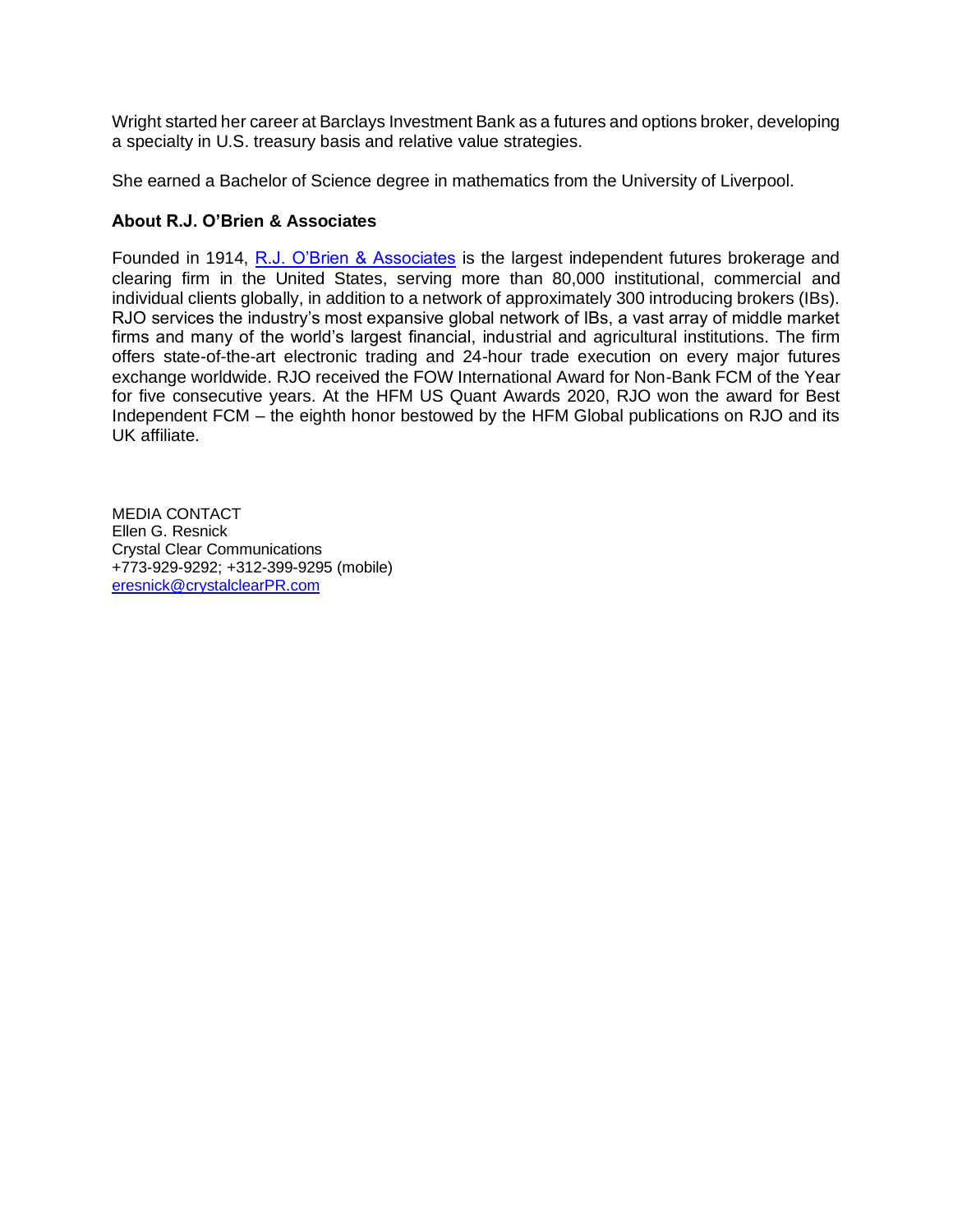Wright started her career at Barclays Investment Bank as a futures and options broker, developing a specialty in U.S. treasury basis and relative value strategies.

She earned a Bachelor of Science degree in mathematics from the University of Liverpool.

**About R.J. O'Brien & Associates**

Founded in 1914, R.J. O'Brien & Associates is the largest independent futures brokerage and clearing firm in the United States, serving more than 80,000 institutional, commercial and individual clients globally, in addition to a network of approximately 300 introducing brokers (IBs). RJO services the industry's most expansive global network of IBs, a vast array of middle market firms and many of the world's largest financial, industrial and agricultural institutions. The firm offers state-of-the-art electronic trading and 24-hour trade execution on every major futures exchange worldwide. RJO received the FOW International Award for Non-Bank FCM of the Year for five consecutive years. At the HFM US Quant Awards 2020, RJO won the award for Best Independent FCM – the eighth honor bestowed by the HFM Global publications on RJO and its UK affiliate.

MEDIA CONTACT
Ellen G. Resnick
Crystal Clear Communications
+773-929-9292; +312-399-9295 (mobile)
eresnick@crystalclearPR.com